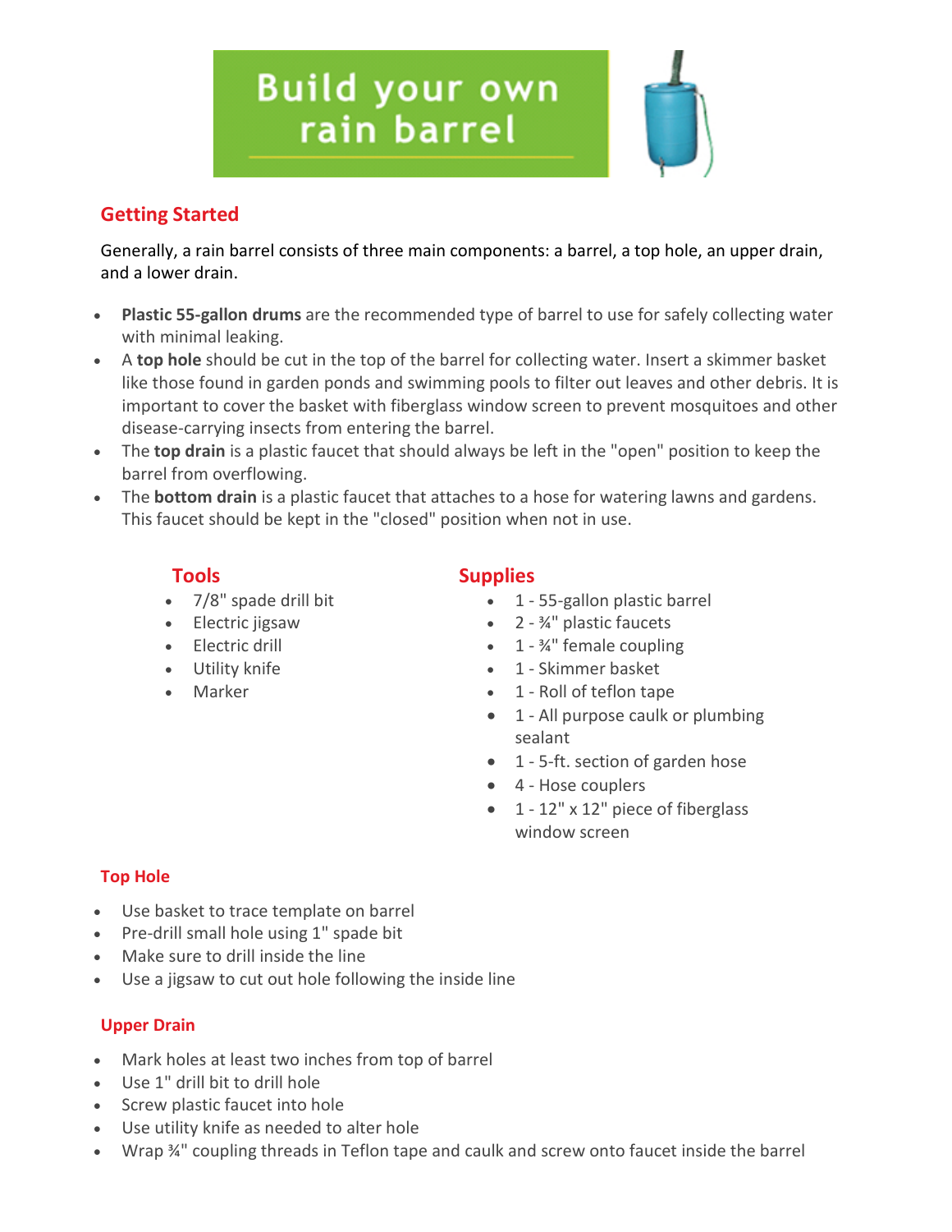# Build your own rain barrel

## Getting Started

Generally, a rain barrel consists of three main components: a barrel, a top hole, an upper drain, and a lower drain.

- **Plastic 55-gallon drums** are the recommended type of barrel to use for safely collecting water with minimal leaking.
- A **top hole** should be cut in the top of the barrel for collecting water. Insert a skimmer basket like those found in garden ponds and swimming pools to filter out leaves and other debris. It is important to cover the basket with fiberglass window screen to prevent mosquitoes and other disease-carrying insects from entering the barrel.
- The **top drain** is a plastic faucet that should always be left in the "open" position to keep the barrel from overflowing.
- The **bottom drain** is a plastic faucet that attaches to a hose for watering lawns and gardens. This faucet should be kept in the "closed" position when not in use.

## Tools

- 7/8" spade drill bit
- Electric jigsaw
- Electric drill
- Utility knife
- Marker

## Supplies

- 1 - 55-gallon plastic barrel
- 2 - ¾" plastic faucets
- 1 - ¾" female coupling
- 1 - Skimmer basket
- 1 - Roll of teflon tape
- 1 - All purpose caulk or plumbing sealant
- 1 - 5-ft. section of garden hose
- 4 - Hose couplers
- 1 - 12" x 12" piece of fiberglass window screen

### Top Hole

- Use basket to trace template on barrel
- Pre-drill small hole using 1" spade bit
- Make sure to drill inside the line
- Use a jigsaw to cut out hole following the inside line

### Upper Drain

- Mark holes at least two inches from top of barrel
- Use 1" drill bit to drill hole
- Screw plastic faucet into hole
- Use utility knife as needed to alter hole
- Wrap ¾" coupling threads in Teflon tape and caulk and screw onto faucet inside the barrel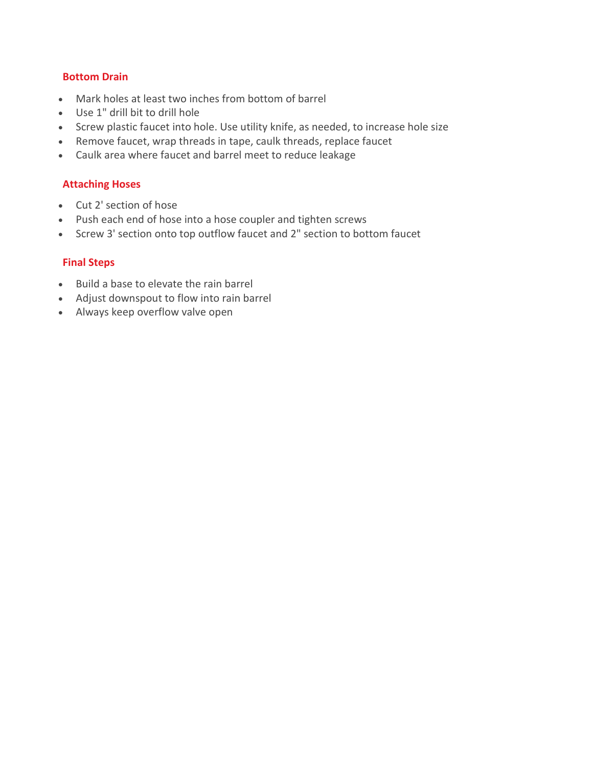## Bottom Drain

- Mark holes at least two inches from bottom of barrel
- Use 1" drill bit to drill hole
- Screw plastic faucet into hole. Use utility knife, as needed, to increase hole size
- Remove faucet, wrap threads in tape, caulk threads, replace faucet
- Caulk area where faucet and barrel meet to reduce leakage

## Attaching Hoses

- Cut 2' section of hose
- Push each end of hose into a hose coupler and tighten screws
- Screw 3' section onto top outflow faucet and 2" section to bottom faucet

## Final Steps

- Build a base to elevate the rain barrel
- Adjust downspout to flow into rain barrel
- Always keep overflow valve open